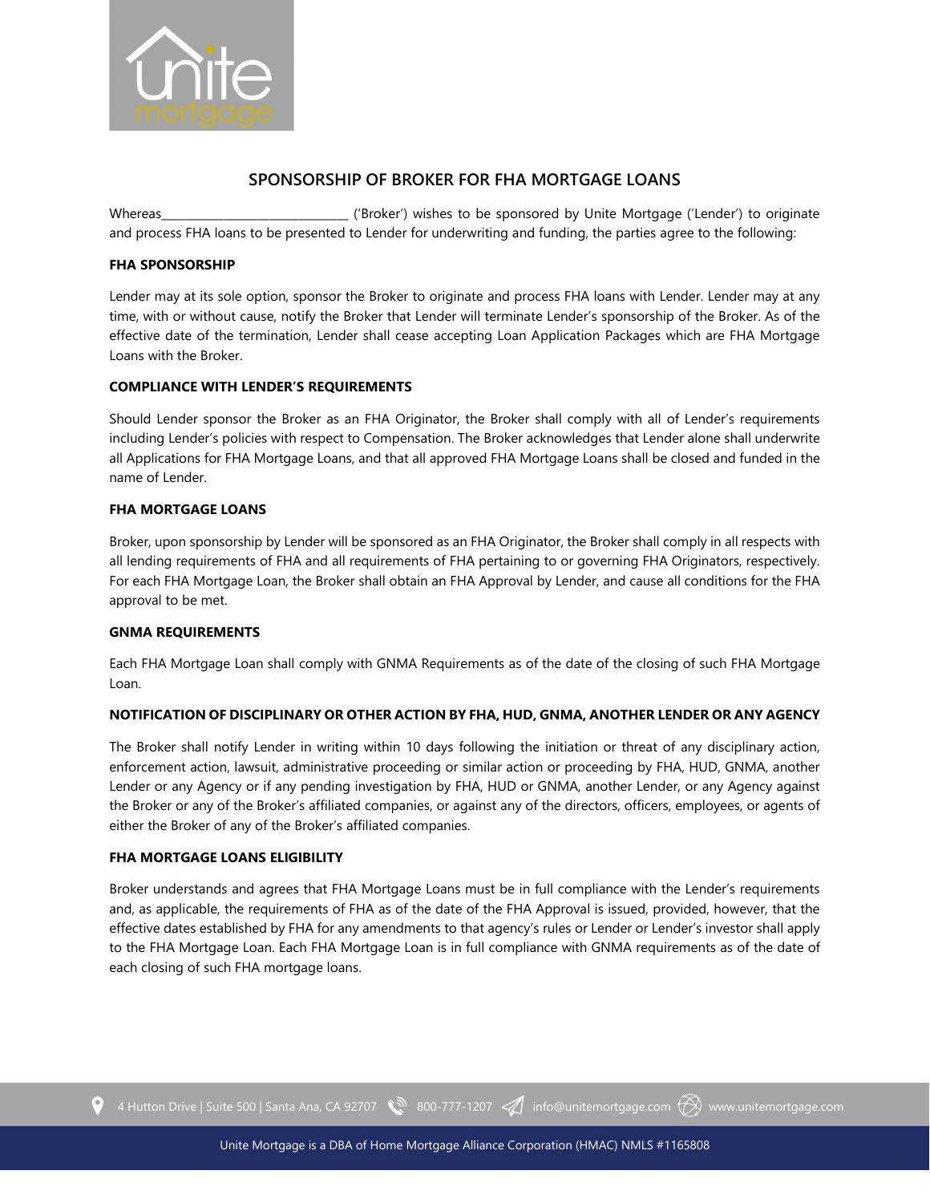# SPONSORSHIP OF BROKER FOR FHA MORTGAGE LOANS

Whereas______________________________ ('Broker') wishes to be sponsored by Unite Mortgage ('Lender') to originate and process FHA loans to be presented to Lender for underwriting and funding, the parties agree to the following:

**FHA SPONSORSHIP**

Lender may at its sole option, sponsor the Broker to originate and process FHA loans with Lender. Lender may at any time, with or without cause, notify the Broker that Lender will terminate Lender's sponsorship of the Broker. As of the effective date of the termination, Lender shall cease accepting Loan Application Packages which are FHA Mortgage Loans with the Broker.

**COMPLIANCE WITH LENDER'S REQUIREMENTS**

Should Lender sponsor the Broker as an FHA Originator, the Broker shall comply with all of Lender's requirements including Lender's policies with respect to Compensation. The Broker acknowledges that Lender alone shall underwrite all Applications for FHA Mortgage Loans, and that all approved FHA Mortgage Loans shall be closed and funded in the name of Lender.

**FHA MORTGAGE LOANS**

Broker, upon sponsorship by Lender will be sponsored as an FHA Originator, the Broker shall comply in all respects with all lending requirements of FHA and all requirements of FHA pertaining to or governing FHA Originators, respectively. For each FHA Mortgage Loan, the Broker shall obtain an FHA Approval by Lender, and cause all conditions for the FHA approval to be met.

**GNMA REQUIREMENTS**

Each FHA Mortgage Loan shall comply with GNMA Requirements as of the date of the closing of such FHA Mortgage Loan.

**NOTIFICATION OF DISCIPLINARY OR OTHER ACTION BY FHA, HUD, GNMA, ANOTHER LENDER OR ANY AGENCY**

The Broker shall notify Lender in writing within 10 days following the initiation or threat of any disciplinary action, enforcement action, lawsuit, administrative proceeding or similar action or proceeding by FHA, HUD, GNMA, another Lender or any Agency or if any pending investigation by FHA, HUD or GNMA, another Lender, or any Agency against the Broker or any of the Broker's affiliated companies, or against any of the directors, officers, employees, or agents of either the Broker of any of the Broker's affiliated companies.

**FHA MORTGAGE LOANS ELIGIBILITY**

Broker understands and agrees that FHA Mortgage Loans must be in full compliance with the Lender's requirements and, as applicable, the requirements of FHA as of the date of the FHA Approval is issued, provided, however, that the effective dates established by FHA for any amendments to that agency's rules or Lender or Lender's investor shall apply to the FHA Mortgage Loan. Each FHA Mortgage Loan is in full compliance with GNMA requirements as of the date of each closing of such FHA mortgage loans.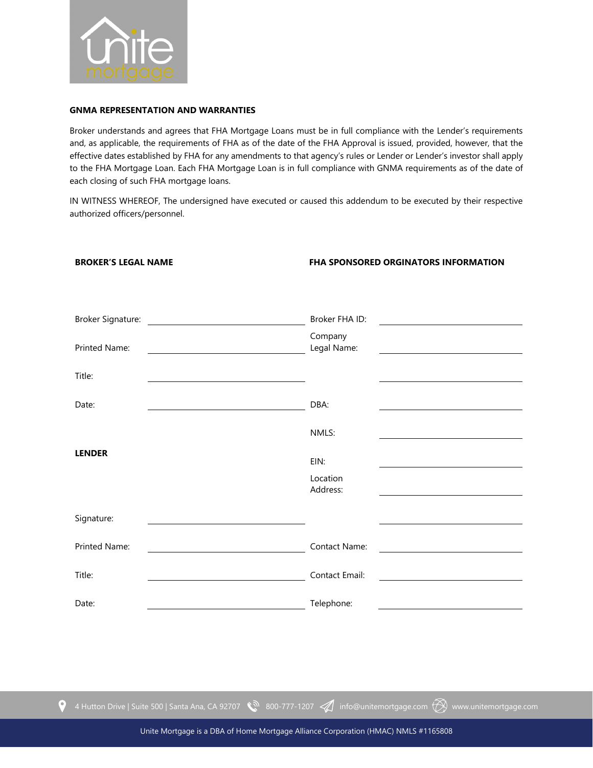**GNMA REPRESENTATION AND WARRANTIES**

Broker understands and agrees that FHA Mortgage Loans must be in full compliance with the Lender's requirements and, as applicable, the requirements of FHA as of the date of the FHA Approval is issued, provided, however, that the effective dates established by FHA for any amendments to that agency's rules or Lender or Lender's investor shall apply to the FHA Mortgage Loan. Each FHA Mortgage Loan is in full compliance with GNMA requirements as of the date of each closing of such FHA mortgage loans.

IN WITNESS WHEREOF, The undersigned have executed or caused this addendum to be executed by their respective authorized officers/personnel.

**BROKER'S LEGAL NAME**

Broker Signature: ______________________

Printed Name: ______________________

Title: ______________________

Date: ______________________

**LENDER**

Signature: ______________________

Printed Name: ______________________

Title: ______________________

Date: ______________________

**FHA SPONSORED ORGINATORS INFORMATION**

Broker FHA ID: ______________________

Company Legal Name: ______________________

______________________

DBA: ______________________

NMLS: ______________________

EIN: ______________________

Location Address: ______________________

______________________

Contact Name: ______________________

Contact Email: ______________________

Telephone: ______________________

4 Hutton Drive | Suite 500 | Santa Ana, CA 92707 800-777-1207 info@unitemortgage.com www.unitemortgage.com

Unite Mortgage is a DBA of Home Mortgage Alliance Corporation (HMAC) NMLS #1165808